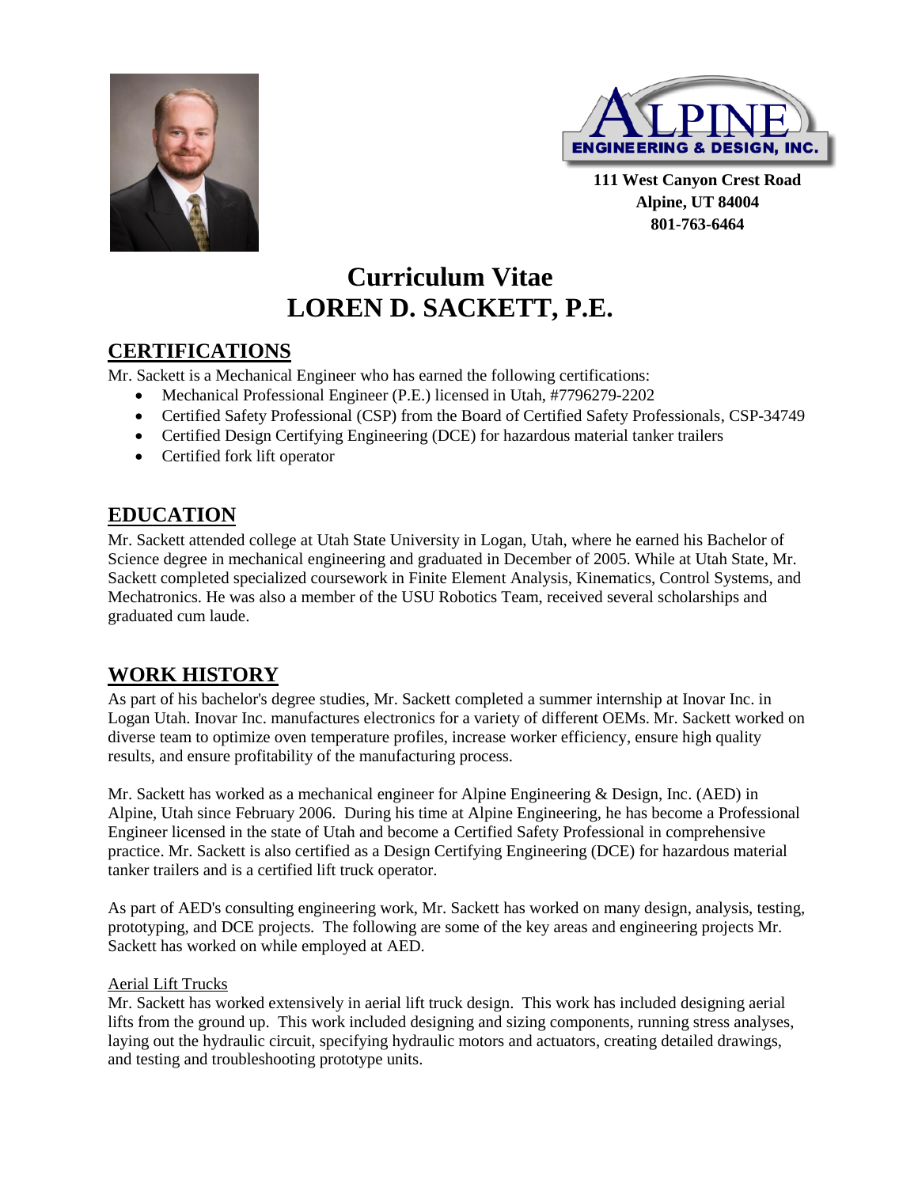**ALPINE ENGINEERING & DESIGN, INC.**

**111 West Canyon Crest Road**
**Alpine, UT 84004**
**801-763-6464**

# Curriculum Vitae
# LOREN D. SACKETT, P.E.

## CERTIFICATIONS

Mr. Sackett is a Mechanical Engineer who has earned the following certifications:

- Mechanical Professional Engineer (P.E.) licensed in Utah, #7796279-2202
- Certified Safety Professional (CSP) from the Board of Certified Safety Professionals, CSP-34749
- Certified Design Certifying Engineering (DCE) for hazardous material tanker trailers
- Certified fork lift operator

## EDUCATION

Mr. Sackett attended college at Utah State University in Logan, Utah, where he earned his Bachelor of Science degree in mechanical engineering and graduated in December of 2005. While at Utah State, Mr. Sackett completed specialized coursework in Finite Element Analysis, Kinematics, Control Systems, and Mechatronics. He was also a member of the USU Robotics Team, received several scholarships and graduated cum laude.

## WORK HISTORY

As part of his bachelor's degree studies, Mr. Sackett completed a summer internship at Inovar Inc. in Logan Utah. Inovar Inc. manufactures electronics for a variety of different OEMs. Mr. Sackett worked on diverse team to optimize oven temperature profiles, increase worker efficiency, ensure high quality results, and ensure profitability of the manufacturing process.

Mr. Sackett has worked as a mechanical engineer for Alpine Engineering & Design, Inc. (AED) in Alpine, Utah since February 2006. During his time at Alpine Engineering, he has become a Professional Engineer licensed in the state of Utah and become a Certified Safety Professional in comprehensive practice. Mr. Sackett is also certified as a Design Certifying Engineering (DCE) for hazardous material tanker trailers and is a certified lift truck operator.

As part of AED's consulting engineering work, Mr. Sackett has worked on many design, analysis, testing, prototyping, and DCE projects. The following are some of the key areas and engineering projects Mr. Sackett has worked on while employed at AED.

Aerial Lift Trucks

Mr. Sackett has worked extensively in aerial lift truck design. This work has included designing aerial lifts from the ground up. This work included designing and sizing components, running stress analyses, laying out the hydraulic circuit, specifying hydraulic motors and actuators, creating detailed drawings, and testing and troubleshooting prototype units.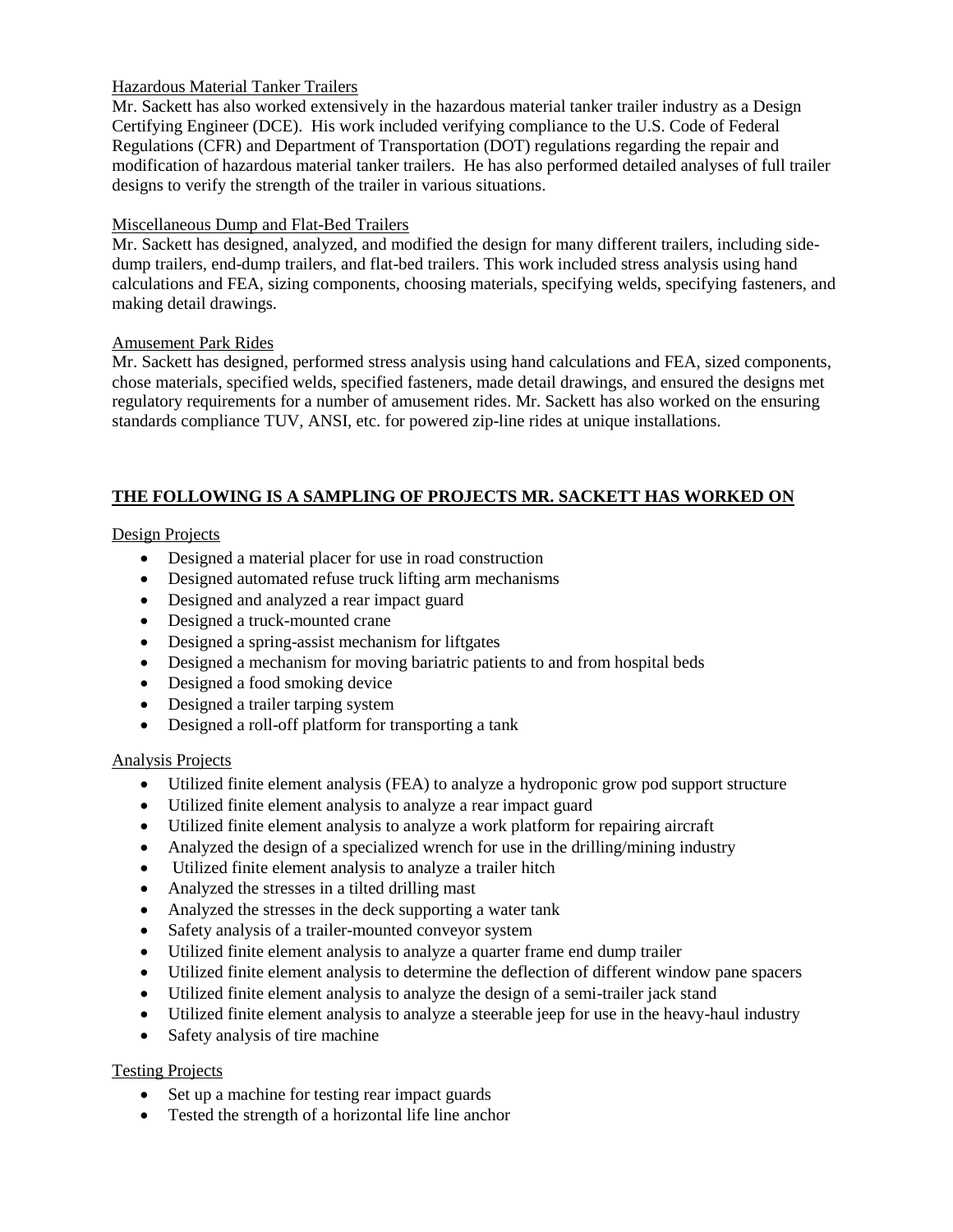### Hazardous Material Tanker Trailers

Mr. Sackett has also worked extensively in the hazardous material tanker trailer industry as a Design Certifying Engineer (DCE). His work included verifying compliance to the U.S. Code of Federal Regulations (CFR) and Department of Transportation (DOT) regulations regarding the repair and modification of hazardous material tanker trailers. He has also performed detailed analyses of full trailer designs to verify the strength of the trailer in various situations.

### Miscellaneous Dump and Flat-Bed Trailers

Mr. Sackett has designed, analyzed, and modified the design for many different trailers, including side-dump trailers, end-dump trailers, and flat-bed trailers. This work included stress analysis using hand calculations and FEA, sizing components, choosing materials, specifying welds, specifying fasteners, and making detail drawings.

### Amusement Park Rides

Mr. Sackett has designed, performed stress analysis using hand calculations and FEA, sized components, chose materials, specified welds, specified fasteners, made detail drawings, and ensured the designs met regulatory requirements for a number of amusement rides. Mr. Sackett has also worked on the ensuring standards compliance TUV, ANSI, etc. for powered zip-line rides at unique installations.

## THE FOLLOWING IS A SAMPLING OF PROJECTS MR. SACKETT HAS WORKED ON

### Design Projects

- Designed a material placer for use in road construction
- Designed automated refuse truck lifting arm mechanisms
- Designed and analyzed a rear impact guard
- Designed a truck-mounted crane
- Designed a spring-assist mechanism for liftgates
- Designed a mechanism for moving bariatric patients to and from hospital beds
- Designed a food smoking device
- Designed a trailer tarping system
- Designed a roll-off platform for transporting a tank

### Analysis Projects

- Utilized finite element analysis (FEA) to analyze a hydroponic grow pod support structure
- Utilized finite element analysis to analyze a rear impact guard
- Utilized finite element analysis to analyze a work platform for repairing aircraft
- Analyzed the design of a specialized wrench for use in the drilling/mining industry
- Utilized finite element analysis to analyze a trailer hitch
- Analyzed the stresses in a tilted drilling mast
- Analyzed the stresses in the deck supporting a water tank
- Safety analysis of a trailer-mounted conveyor system
- Utilized finite element analysis to analyze a quarter frame end dump trailer
- Utilized finite element analysis to determine the deflection of different window pane spacers
- Utilized finite element analysis to analyze the design of a semi-trailer jack stand
- Utilized finite element analysis to analyze a steerable jeep for use in the heavy-haul industry
- Safety analysis of tire machine

### Testing Projects

- Set up a machine for testing rear impact guards
- Tested the strength of a horizontal life line anchor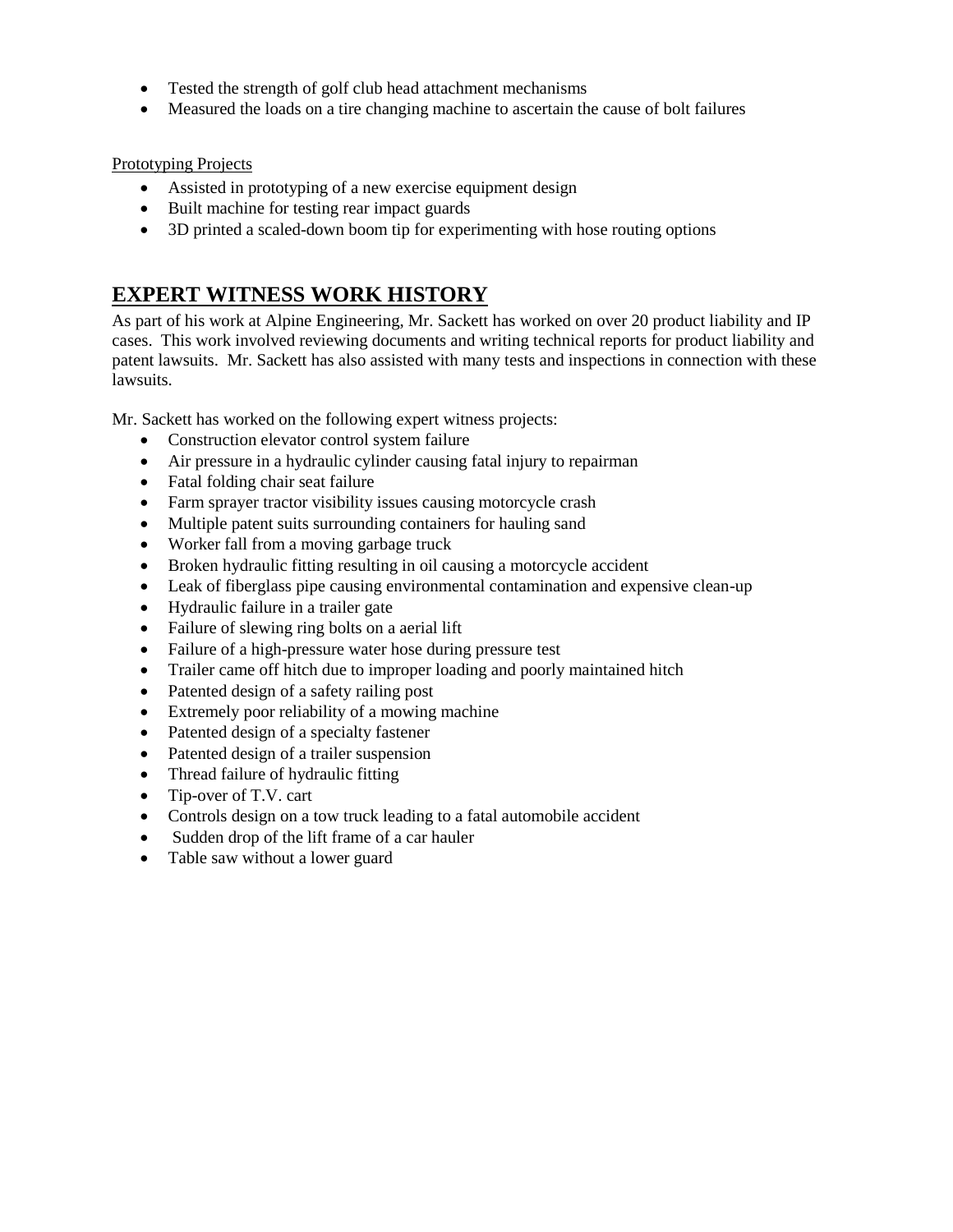- Tested the strength of golf club head attachment mechanisms
- Measured the loads on a tire changing machine to ascertain the cause of bolt failures

Prototyping Projects

- Assisted in prototyping of a new exercise equipment design
- Built machine for testing rear impact guards
- 3D printed a scaled-down boom tip for experimenting with hose routing options

## EXPERT WITNESS WORK HISTORY

As part of his work at Alpine Engineering, Mr. Sackett has worked on over 20 product liability and IP cases. This work involved reviewing documents and writing technical reports for product liability and patent lawsuits. Mr. Sackett has also assisted with many tests and inspections in connection with these lawsuits.

Mr. Sackett has worked on the following expert witness projects:

- Construction elevator control system failure
- Air pressure in a hydraulic cylinder causing fatal injury to repairman
- Fatal folding chair seat failure
- Farm sprayer tractor visibility issues causing motorcycle crash
- Multiple patent suits surrounding containers for hauling sand
- Worker fall from a moving garbage truck
- Broken hydraulic fitting resulting in oil causing a motorcycle accident
- Leak of fiberglass pipe causing environmental contamination and expensive clean-up
- Hydraulic failure in a trailer gate
- Failure of slewing ring bolts on a aerial lift
- Failure of a high-pressure water hose during pressure test
- Trailer came off hitch due to improper loading and poorly maintained hitch
- Patented design of a safety railing post
- Extremely poor reliability of a mowing machine
- Patented design of a specialty fastener
- Patented design of a trailer suspension
- Thread failure of hydraulic fitting
- Tip-over of T.V. cart
- Controls design on a tow truck leading to a fatal automobile accident
- Sudden drop of the lift frame of a car hauler
- Table saw without a lower guard